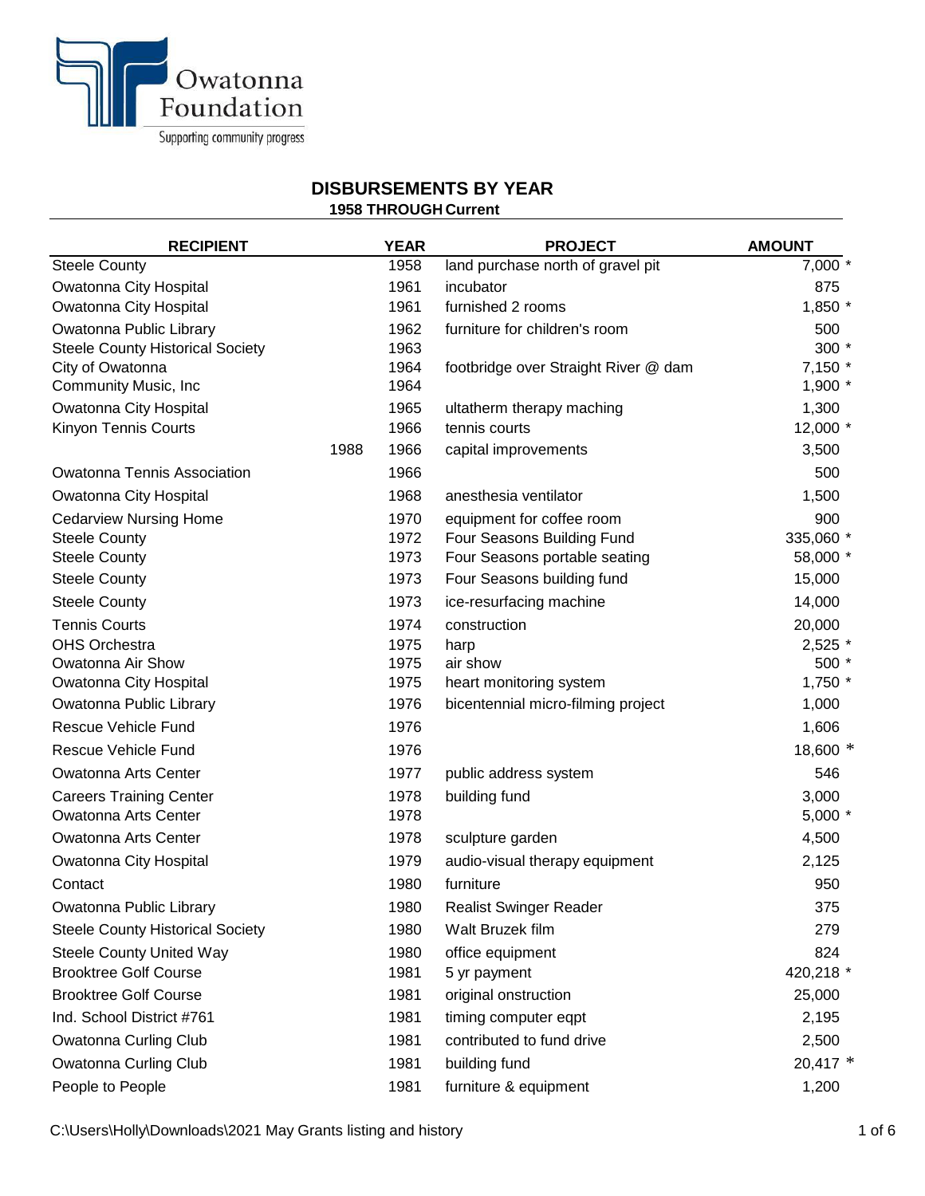Owatonna Foundation

Supporting community progress

## DISBURSEMENTS BY YEAR

**1958 THROUGH Current**

| RECIPIENT | | YEAR | PROJECT | AMOUNT |
|---|---|---|---|---|
| Steele County | | 1958 | land purchase north of gravel pit | 7,000 * |
| Owatonna City Hospital | | 1961 | incubator | 875 |
| Owatonna City Hospital | | 1961 | furnished 2 rooms | 1,850 * |
| Owatonna Public Library | | 1962 | furniture for children's room | 500 |
| Steele County Historical Society | | 1963 | | 300 * |
| City of Owatonna | | 1964 | footbridge over Straight River @ dam | 7,150 * |
| Community Music, Inc | | 1964 | | 1,900 * |
| Owatonna City Hospital | | 1965 | ultatherm therapy maching | 1,300 |
| Kinyon Tennis Courts | | 1966 | tennis courts | 12,000 * |
| | 1988 | 1966 | capital improvements | 3,500 |
| Owatonna Tennis Association | | 1966 | | 500 |
| Owatonna City Hospital | | 1968 | anesthesia ventilator | 1,500 |
| Cedarview Nursing Home | | 1970 | equipment for coffee room | 900 |
| Steele County | | 1972 | Four Seasons Building Fund | 335,060 * |
| Steele County | | 1973 | Four Seasons portable seating | 58,000 * |
| Steele County | | 1973 | Four Seasons building fund | 15,000 |
| Steele County | | 1973 | ice-resurfacing machine | 14,000 |
| Tennis Courts | | 1974 | construction | 20,000 |
| OHS Orchestra | | 1975 | harp | 2,525 * |
| Owatonna Air Show | | 1975 | air show | 500 * |
| Owatonna City Hospital | | 1975 | heart monitoring system | 1,750 * |
| Owatonna Public Library | | 1976 | bicentennial micro-filming project | 1,000 |
| Rescue Vehicle Fund | | 1976 | | 1,606 |
| Rescue Vehicle Fund | | 1976 | | 18,600 * |
| Owatonna Arts Center | | 1977 | public address system | 546 |
| Careers Training Center | | 1978 | building fund | 3,000 |
| Owatonna Arts Center | | 1978 | | 5,000 * |
| Owatonna Arts Center | | 1978 | sculpture garden | 4,500 |
| Owatonna City Hospital | | 1979 | audio-visual therapy equipment | 2,125 |
| Contact | | 1980 | furniture | 950 |
| Owatonna Public Library | | 1980 | Realist Swinger Reader | 375 |
| Steele County Historical Society | | 1980 | Walt Bruzek film | 279 |
| Steele County United Way | | 1980 | office equipment | 824 |
| Brooktree Golf Course | | 1981 | 5 yr payment | 420,218 * |
| Brooktree Golf Course | | 1981 | original onstruction | 25,000 |
| Ind. School District #761 | | 1981 | timing computer eqpt | 2,195 |
| Owatonna Curling Club | | 1981 | contributed to fund drive | 2,500 |
| Owatonna Curling Club | | 1981 | building fund | 20,417 * |
| People to People | | 1981 | furniture & equipment | 1,200 |

C:\Users\Holly\Downloads\2021 May Grants listing and history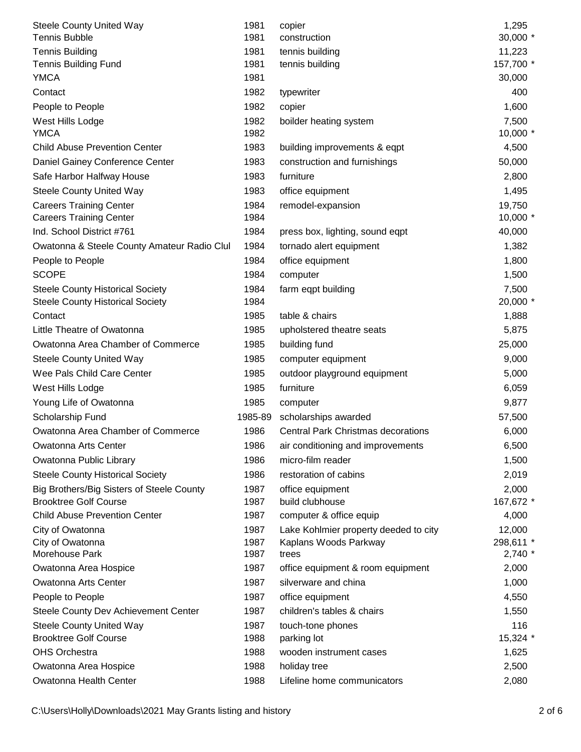| | | | |
|---|---|---|---|
| Steele County United Way | 1981 | copier | 1,295 |
| Tennis Bubble | 1981 | construction | 30,000 * |
| Tennis Building | 1981 | tennis building | 11,223 |
| Tennis Building Fund | 1981 | tennis building | 157,700 * |
| YMCA | 1981 | | 30,000 |
| Contact | 1982 | typewriter | 400 |
| People to People | 1982 | copier | 1,600 |
| West Hills Lodge | 1982 | boilder heating system | 7,500 |
| YMCA | 1982 | | 10,000 * |
| Child Abuse Prevention Center | 1983 | building improvements & eqpt | 4,500 |
| Daniel Gainey Conference Center | 1983 | construction and furnishings | 50,000 |
| Safe Harbor Halfway House | 1983 | furniture | 2,800 |
| Steele County United Way | 1983 | office equipment | 1,495 |
| Careers Training Center | 1984 | remodel-expansion | 19,750 |
| Careers Training Center | 1984 | | 10,000 * |
| Ind. School District #761 | 1984 | press box, lighting, sound eqpt | 40,000 |
| Owatonna & Steele County Amateur Radio Clul | 1984 | tornado alert equipment | 1,382 |
| People to People | 1984 | office equipment | 1,800 |
| SCOPE | 1984 | computer | 1,500 |
| Steele County Historical Society | 1984 | farm eqpt building | 7,500 |
| Steele County Historical Society | 1984 | | 20,000 * |
| Contact | 1985 | table & chairs | 1,888 |
| Little Theatre of Owatonna | 1985 | upholstered theatre seats | 5,875 |
| Owatonna Area Chamber of Commerce | 1985 | building fund | 25,000 |
| Steele County United Way | 1985 | computer equipment | 9,000 |
| Wee Pals Child Care Center | 1985 | outdoor playground equipment | 5,000 |
| West Hills Lodge | 1985 | furniture | 6,059 |
| Young Life of Owatonna | 1985 | computer | 9,877 |
| Scholarship Fund | 1985-89 | scholarships awarded | 57,500 |
| Owatonna Area Chamber of Commerce | 1986 | Central Park Christmas decorations | 6,000 |
| Owatonna Arts Center | 1986 | air conditioning and improvements | 6,500 |
| Owatonna Public Library | 1986 | micro-film reader | 1,500 |
| Steele County Historical Society | 1986 | restoration of cabins | 2,019 |
| Big Brothers/Big Sisters of Steele County | 1987 | office equipment | 2,000 |
| Brooktree Golf Course | 1987 | build clubhouse | 167,672 * |
| Child Abuse Prevention Center | 1987 | computer & office equip | 4,000 |
| City of Owatonna | 1987 | Lake Kohlmier property deeded to city | 12,000 |
| City of Owatonna | 1987 | Kaplans Woods Parkway | 298,611 * |
| Morehouse Park | 1987 | trees | 2,740 * |
| Owatonna Area Hospice | 1987 | office equipment & room equipment | 2,000 |
| Owatonna Arts Center | 1987 | silverware and china | 1,000 |
| People to People | 1987 | office equipment | 4,550 |
| Steele County Dev Achievement Center | 1987 | children's tables & chairs | 1,550 |
| Steele County United Way | 1987 | touch-tone phones | 116 |
| Brooktree Golf Course | 1988 | parking lot | 15,324 * |
| OHS Orchestra | 1988 | wooden instrument cases | 1,625 |
| Owatonna Area Hospice | 1988 | holiday tree | 2,500 |
| Owatonna Health Center | 1988 | Lifeline home communicators | 2,080 |

C:\Users\Holly\Downloads\2021 May Grants listing and history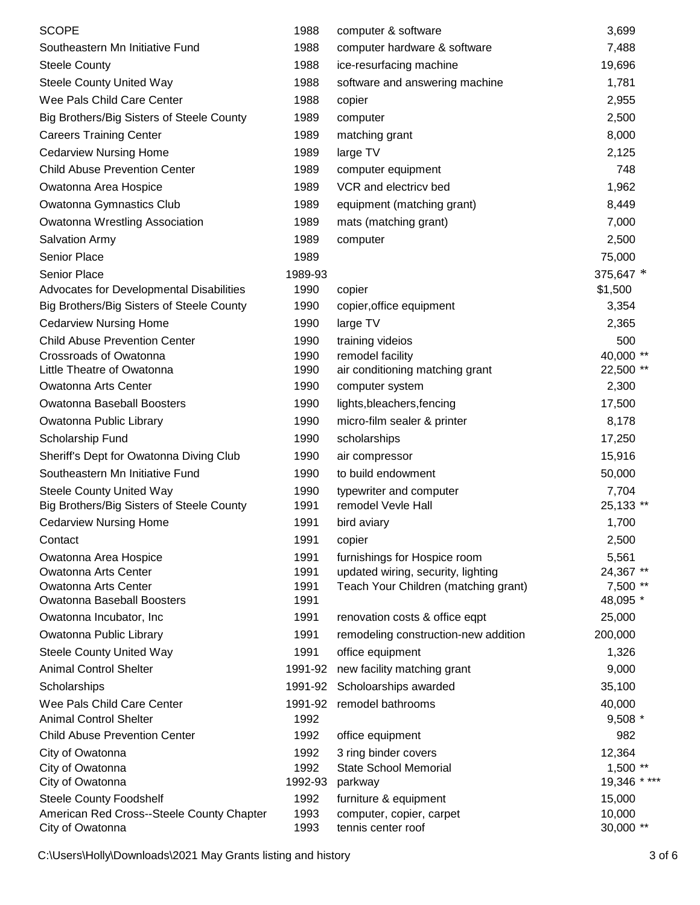| | | | |
|---|---|---|---|
| SCOPE | 1988 | computer & software | 3,699 |
| Southeastern Mn Initiative Fund | 1988 | computer hardware & software | 7,488 |
| Steele County | 1988 | ice-resurfacing machine | 19,696 |
| Steele County United Way | 1988 | software and answering machine | 1,781 |
| Wee Pals Child Care Center | 1988 | copier | 2,955 |
| Big Brothers/Big Sisters of Steele County | 1989 | computer | 2,500 |
| Careers Training Center | 1989 | matching grant | 8,000 |
| Cedarview Nursing Home | 1989 | large TV | 2,125 |
| Child Abuse Prevention Center | 1989 | computer equipment | 748 |
| Owatonna Area Hospice | 1989 | VCR and electricv bed | 1,962 |
| Owatonna Gymnastics Club | 1989 | equipment (matching grant) | 8,449 |
| Owatonna Wrestling Association | 1989 | mats (matching grant) | 7,000 |
| Salvation Army | 1989 | computer | 2,500 |
| Senior Place | 1989 | | 75,000 |
| Senior Place | 1989-93 | | 375,647 * |
| Advocates for Developmental Disabilities | 1990 | copier | $1,500 |
| Big Brothers/Big Sisters of Steele County | 1990 | copier,office equipment | 3,354 |
| Cedarview Nursing Home | 1990 | large TV | 2,365 |
| Child Abuse Prevention Center | 1990 | training videios | 500 |
| Crossroads of Owatonna | 1990 | remodel facility | 40,000 ** |
| Little Theatre of Owatonna | 1990 | air conditioning matching grant | 22,500 ** |
| Owatonna Arts Center | 1990 | computer system | 2,300 |
| Owatonna Baseball Boosters | 1990 | lights,bleachers,fencing | 17,500 |
| Owatonna Public Library | 1990 | micro-film sealer & printer | 8,178 |
| Scholarship Fund | 1990 | scholarships | 17,250 |
| Sheriff's Dept for Owatonna Diving Club | 1990 | air compressor | 15,916 |
| Southeastern Mn Initiative Fund | 1990 | to build endowment | 50,000 |
| Steele County United Way | 1990 | typewriter and computer | 7,704 |
| Big Brothers/Big Sisters of Steele County | 1991 | remodel Vevle Hall | 25,133 ** |
| Cedarview Nursing Home | 1991 | bird aviary | 1,700 |
| Contact | 1991 | copier | 2,500 |
| Owatonna Area Hospice | 1991 | furnishings for Hospice room | 5,561 |
| Owatonna Arts Center | 1991 | updated wiring, security, lighting | 24,367 ** |
| Owatonna Arts Center | 1991 | Teach Your Children (matching grant) | 7,500 ** |
| Owatonna Baseball Boosters | 1991 | | 48,095 * |
| Owatonna Incubator, Inc | 1991 | renovation costs & office eqpt | 25,000 |
| Owatonna Public Library | 1991 | remodeling construction-new addition | 200,000 |
| Steele County United Way | 1991 | office equipment | 1,326 |
| Animal Control Shelter | 1991-92 | new facility matching grant | 9,000 |
| Scholarships | 1991-92 | Scholoarships awarded | 35,100 |
| Wee Pals Child Care Center | 1991-92 | remodel bathrooms | 40,000 |
| Animal Control Shelter | 1992 | | 9,508 * |
| Child Abuse Prevention Center | 1992 | office equipment | 982 |
| City of Owatonna | 1992 | 3 ring binder covers | 12,364 |
| City of Owatonna | 1992 | State School Memorial | 1,500 ** |
| City of Owatonna | 1992-93 | parkway | 19,346 * *** |
| Steele County Foodshelf | 1992 | furniture & equipment | 15,000 |
| American Red Cross--Steele County Chapter | 1993 | computer, copier, carpet | 10,000 |
| City of Owatonna | 1993 | tennis center roof | 30,000 ** |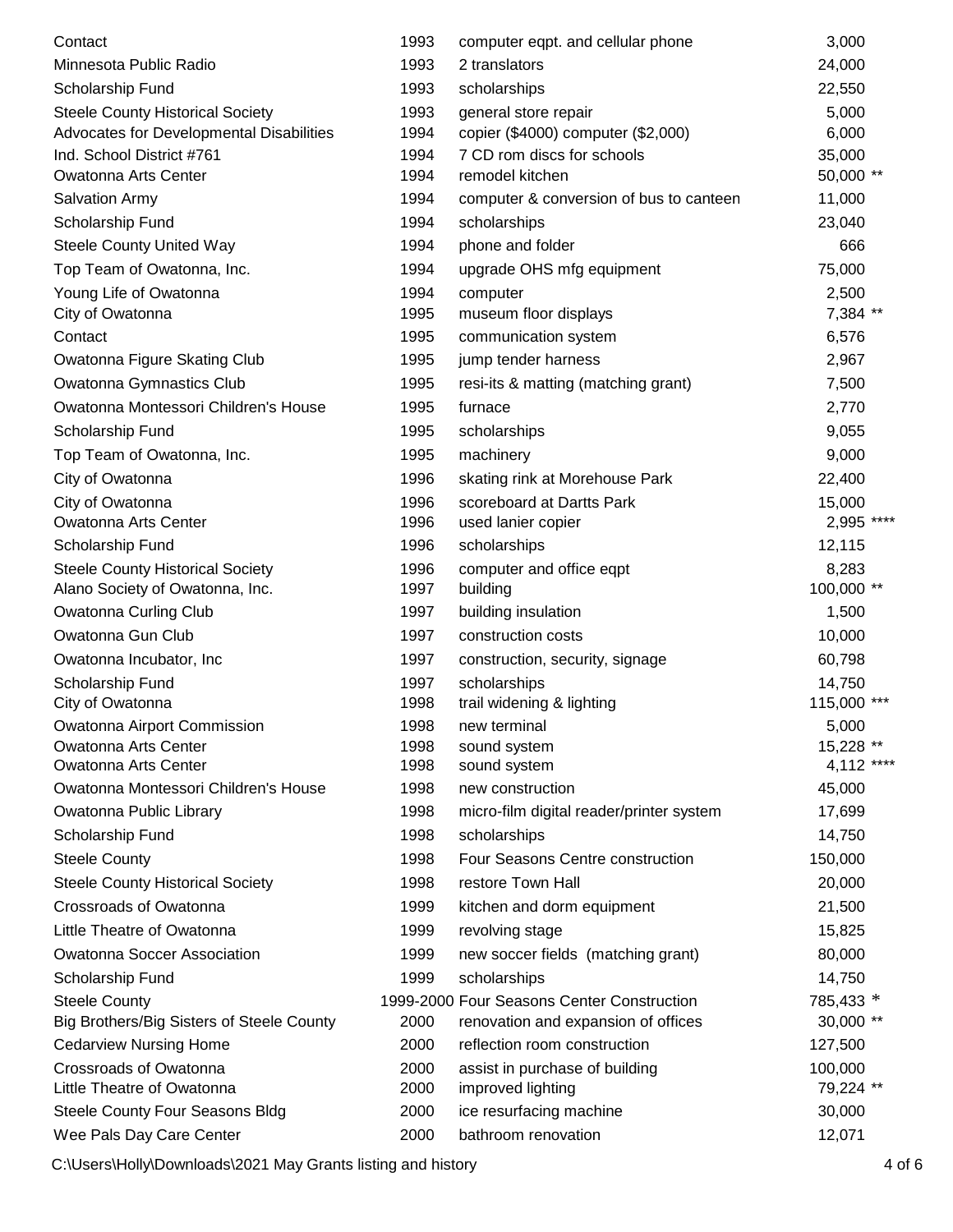| | | | |
|---|---|---|---|
| Contact | 1993 | computer eqpt. and cellular phone | 3,000 |
| Minnesota Public Radio | 1993 | 2 translators | 24,000 |
| Scholarship Fund | 1993 | scholarships | 22,550 |
| Steele County Historical Society | 1993 | general store repair | 5,000 |
| Advocates for Developmental Disabilities | 1994 | copier ($4000) computer ($2,000) | 6,000 |
| Ind. School District #761 | 1994 | 7 CD rom discs for schools | 35,000 |
| Owatonna Arts Center | 1994 | remodel kitchen | 50,000 ** |
| Salvation Army | 1994 | computer & conversion of bus to canteen | 11,000 |
| Scholarship Fund | 1994 | scholarships | 23,040 |
| Steele County United Way | 1994 | phone and folder | 666 |
| Top Team of Owatonna, Inc. | 1994 | upgrade OHS mfg equipment | 75,000 |
| Young Life of Owatonna | 1994 | computer | 2,500 |
| City of Owatonna | 1995 | museum floor displays | 7,384 ** |
| Contact | 1995 | communication system | 6,576 |
| Owatonna Figure Skating Club | 1995 | jump tender harness | 2,967 |
| Owatonna Gymnastics Club | 1995 | resi-its & matting (matching grant) | 7,500 |
| Owatonna Montessori Children's House | 1995 | furnace | 2,770 |
| Scholarship Fund | 1995 | scholarships | 9,055 |
| Top Team of Owatonna, Inc. | 1995 | machinery | 9,000 |
| City of Owatonna | 1996 | skating rink at Morehouse Park | 22,400 |
| City of Owatonna | 1996 | scoreboard at Dartts Park | 15,000 |
| Owatonna Arts Center | 1996 | used lanier copier | 2,995 **** |
| Scholarship Fund | 1996 | scholarships | 12,115 |
| Steele County Historical Society | 1996 | computer and office eqpt | 8,283 |
| Alano Society of Owatonna, Inc. | 1997 | building | 100,000 ** |
| Owatonna Curling Club | 1997 | building insulation | 1,500 |
| Owatonna Gun Club | 1997 | construction costs | 10,000 |
| Owatonna Incubator, Inc | 1997 | construction, security, signage | 60,798 |
| Scholarship Fund | 1997 | scholarships | 14,750 |
| City of Owatonna | 1998 | trail widening & lighting | 115,000 *** |
| Owatonna Airport Commission | 1998 | new terminal | 5,000 |
| Owatonna Arts Center | 1998 | sound system | 15,228 ** |
| Owatonna Arts Center | 1998 | sound system | 4,112 **** |
| Owatonna Montessori Children's House | 1998 | new construction | 45,000 |
| Owatonna Public Library | 1998 | micro-film digital reader/printer system | 17,699 |
| Scholarship Fund | 1998 | scholarships | 14,750 |
| Steele County | 1998 | Four Seasons Centre construction | 150,000 |
| Steele County Historical Society | 1998 | restore Town Hall | 20,000 |
| Crossroads of Owatonna | 1999 | kitchen and dorm equipment | 21,500 |
| Little Theatre of Owatonna | 1999 | revolving stage | 15,825 |
| Owatonna Soccer Association | 1999 | new soccer fields (matching grant) | 80,000 |
| Scholarship Fund | 1999 | scholarships | 14,750 |
| Steele County | 1999-2000 | Four Seasons Center Construction | 785,433 * |
| Big Brothers/Big Sisters of Steele County | 2000 | renovation and expansion of offices | 30,000 ** |
| Cedarview Nursing Home | 2000 | reflection room construction | 127,500 |
| Crossroads of Owatonna | 2000 | assist in purchase of building | 100,000 |
| Little Theatre of Owatonna | 2000 | improved lighting | 79,224 ** |
| Steele County Four Seasons Bldg | 2000 | ice resurfacing machine | 30,000 |
| Wee Pals Day Care Center | 2000 | bathroom renovation | 12,071 |

C:\Users\Holly\Downloads\2021 May Grants listing and history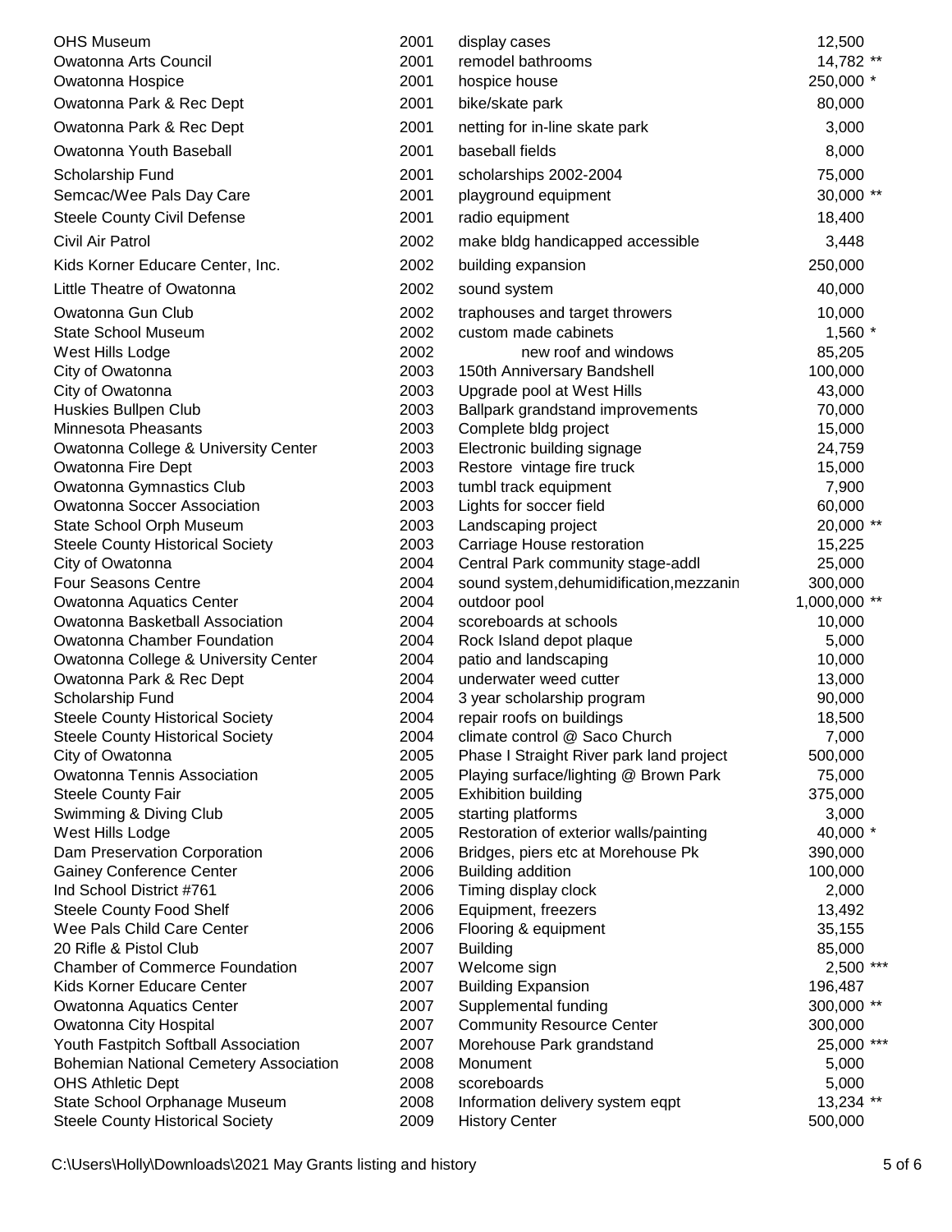| | | | |
|---|---|---|---|
| OHS Museum | 2001 | display cases | 12,500 |
| Owatonna Arts Council | 2001 | remodel bathrooms | 14,782 ** |
| Owatonna Hospice | 2001 | hospice house | 250,000 * |
| Owatonna Park & Rec Dept | 2001 | bike/skate park | 80,000 |
| Owatonna Park & Rec Dept | 2001 | netting for in-line skate park | 3,000 |
| Owatonna Youth Baseball | 2001 | baseball fields | 8,000 |
| Scholarship Fund | 2001 | scholarships 2002-2004 | 75,000 |
| Semcac/Wee Pals Day Care | 2001 | playground equipment | 30,000 ** |
| Steele County Civil Defense | 2001 | radio equipment | 18,400 |
| Civil Air Patrol | 2002 | make bldg handicapped accessible | 3,448 |
| Kids Korner Educare Center, Inc. | 2002 | building expansion | 250,000 |
| Little Theatre of Owatonna | 2002 | sound system | 40,000 |
| Owatonna Gun Club | 2002 | traphouses and target throwers | 10,000 |
| State School Museum | 2002 | custom made cabinets | 1,560 * |
| West Hills Lodge | 2002 | new roof and windows | 85,205 |
| City of Owatonna | 2003 | 150th Anniversary Bandshell | 100,000 |
| City of Owatonna | 2003 | Upgrade pool at West Hills | 43,000 |
| Huskies Bullpen Club | 2003 | Ballpark grandstand improvements | 70,000 |
| Minnesota Pheasants | 2003 | Complete bldg project | 15,000 |
| Owatonna College & University Center | 2003 | Electronic building signage | 24,759 |
| Owatonna Fire Dept | 2003 | Restore vintage fire truck | 15,000 |
| Owatonna Gymnastics Club | 2003 | tumbl track equipment | 7,900 |
| Owatonna Soccer Association | 2003 | Lights for soccer field | 60,000 |
| State School Orph Museum | 2003 | Landscaping project | 20,000 ** |
| Steele County Historical Society | 2003 | Carriage House restoration | 15,225 |
| City of Owatonna | 2004 | Central Park community stage-addl | 25,000 |
| Four Seasons Centre | 2004 | sound system,dehumidification,mezzanin | 300,000 |
| Owatonna Aquatics Center | 2004 | outdoor pool | 1,000,000 ** |
| Owatonna Basketball Association | 2004 | scoreboards at schools | 10,000 |
| Owatonna Chamber Foundation | 2004 | Rock Island depot plaque | 5,000 |
| Owatonna College & University Center | 2004 | patio and landscaping | 10,000 |
| Owatonna Park & Rec Dept | 2004 | underwater weed cutter | 13,000 |
| Scholarship Fund | 2004 | 3 year scholarship program | 90,000 |
| Steele County Historical Society | 2004 | repair roofs on buildings | 18,500 |
| Steele County Historical Society | 2004 | climate control @ Saco Church | 7,000 |
| City of Owatonna | 2005 | Phase I Straight River park land project | 500,000 |
| Owatonna Tennis Association | 2005 | Playing surface/lighting @ Brown Park | 75,000 |
| Steele County Fair | 2005 | Exhibition building | 375,000 |
| Swimming & Diving Club | 2005 | starting platforms | 3,000 |
| West Hills Lodge | 2005 | Restoration of exterior walls/painting | 40,000 * |
| Dam Preservation Corporation | 2006 | Bridges, piers etc at Morehouse Pk | 390,000 |
| Gainey Conference Center | 2006 | Building addition | 100,000 |
| Ind School District #761 | 2006 | Timing display clock | 2,000 |
| Steele County Food Shelf | 2006 | Equipment, freezers | 13,492 |
| Wee Pals Child Care Center | 2006 | Flooring & equipment | 35,155 |
| 20 Rifle & Pistol Club | 2007 | Building | 85,000 |
| Chamber of Commerce Foundation | 2007 | Welcome sign | 2,500 *** |
| Kids Korner Educare Center | 2007 | Building Expansion | 196,487 |
| Owatonna Aquatics Center | 2007 | Supplemental funding | 300,000 ** |
| Owatonna City Hospital | 2007 | Community Resource Center | 300,000 |
| Youth Fastpitch Softball Association | 2007 | Morehouse Park grandstand | 25,000 *** |
| Bohemian National Cemetery Association | 2008 | Monument | 5,000 |
| OHS Athletic Dept | 2008 | scoreboards | 5,000 |
| State School Orphanage Museum | 2008 | Information delivery system eqpt | 13,234 ** |
| Steele County Historical Society | 2009 | History Center | 500,000 |

C:\Users\Holly\Downloads\2021 May Grants listing and history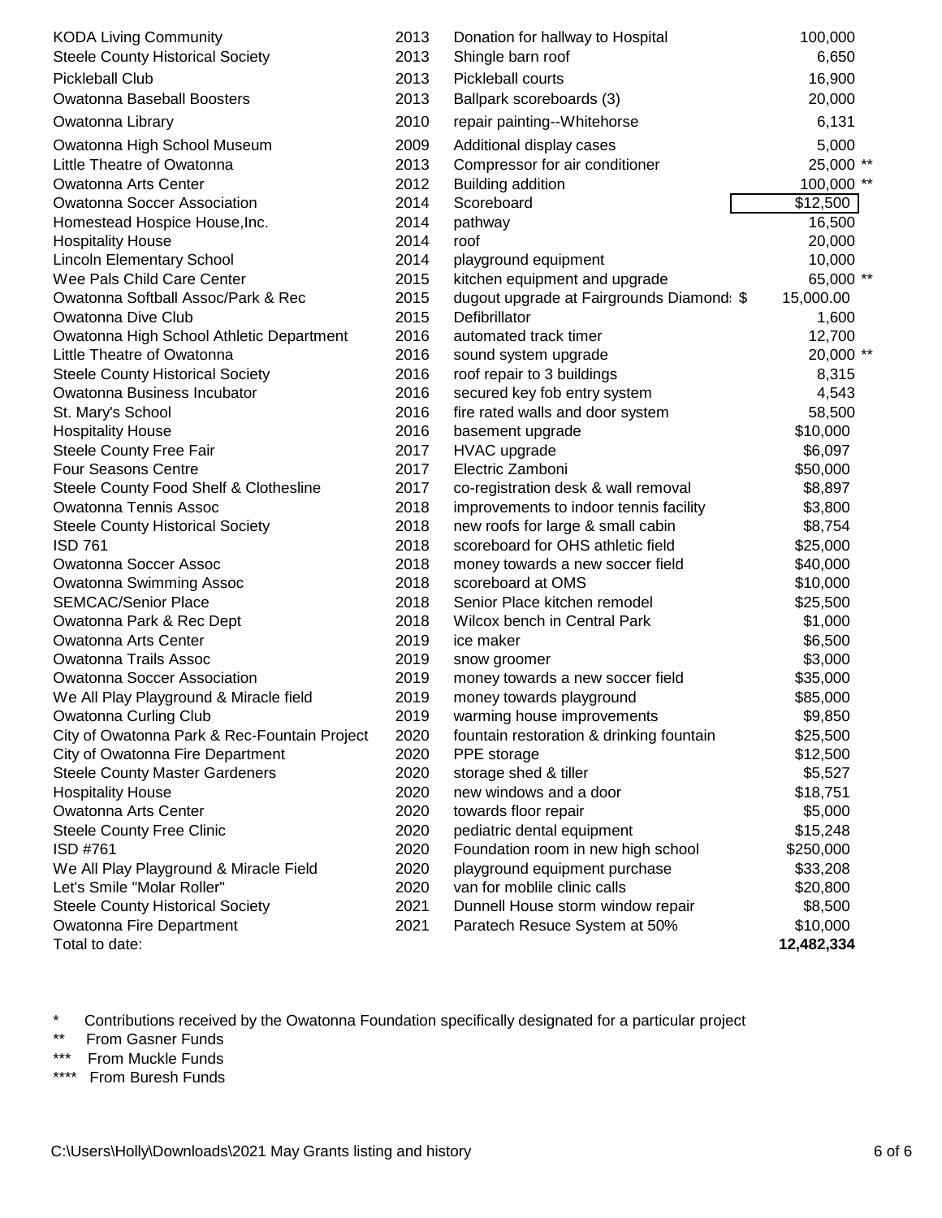| | | | |
|---|---|---|---|
| KODA Living Community | 2013 | Donation for hallway to Hospital | 100,000 |
| Steele County Historical Society | 2013 | Shingle barn roof | 6,650 |
| Pickleball Club | 2013 | Pickleball courts | 16,900 |
| Owatonna Baseball Boosters | 2013 | Ballpark scoreboards (3) | 20,000 |
| Owatonna Library | 2010 | repair painting--Whitehorse | 6,131 |
| Owatonna High School Museum | 2009 | Additional display cases | 5,000 |
| Little Theatre of Owatonna | 2013 | Compressor for air conditioner | 25,000 ** |
| Owatonna Arts Center | 2012 | Building addition | 100,000 ** |
| Owatonna Soccer Association | 2014 | Scoreboard | $12,500 |
| Homestead Hospice House,Inc. | 2014 | pathway | 16,500 |
| Hospitality House | 2014 | roof | 20,000 |
| Lincoln Elementary School | 2014 | playground equipment | 10,000 |
| Wee Pals Child Care Center | 2015 | kitchen equipment and upgrade | 65,000 ** |
| Owatonna Softball Assoc/Park & Rec | 2015 | dugout upgrade at Fairgrounds Diamonds $ | 15,000.00 |
| Owatonna Dive Club | 2015 | Defibrillator | 1,600 |
| Owatonna High School Athletic Department | 2016 | automated track timer | 12,700 |
| Little Theatre of Owatonna | 2016 | sound system upgrade | 20,000 ** |
| Steele County Historical Society | 2016 | roof repair to 3 buildings | 8,315 |
| Owatonna Business Incubator | 2016 | secured key fob entry system | 4,543 |
| St. Mary's School | 2016 | fire rated walls and door system | 58,500 |
| Hospitality House | 2016 | basement upgrade | $10,000 |
| Steele County Free Fair | 2017 | HVAC upgrade | $6,097 |
| Four Seasons Centre | 2017 | Electric Zamboni | $50,000 |
| Steele County Food Shelf & Clothesline | 2017 | co-registration desk & wall removal | $8,897 |
| Owatonna Tennis Assoc | 2018 | improvements to indoor tennis facility | $3,800 |
| Steele County Historical Society | 2018 | new roofs for large & small cabin | $8,754 |
| ISD 761 | 2018 | scoreboard for OHS athletic field | $25,000 |
| Owatonna Soccer Assoc | 2018 | money towards a new soccer field | $40,000 |
| Owatonna Swimming Assoc | 2018 | scoreboard at OMS | $10,000 |
| SEMCAC/Senior Place | 2018 | Senior Place kitchen remodel | $25,500 |
| Owatonna Park & Rec Dept | 2018 | Wilcox bench in Central Park | $1,000 |
| Owatonna Arts Center | 2019 | ice maker | $6,500 |
| Owatonna Trails Assoc | 2019 | snow groomer | $3,000 |
| Owatonna Soccer Association | 2019 | money towards a new soccer field | $35,000 |
| We All Play Playground & Miracle field | 2019 | money towards playground | $85,000 |
| Owatonna Curling Club | 2019 | warming house improvements | $9,850 |
| City of Owatonna Park & Rec-Fountain Project | 2020 | fountain restoration & drinking fountain | $25,500 |
| City of Owatonna Fire Department | 2020 | PPE storage | $12,500 |
| Steele County Master Gardeners | 2020 | storage shed & tiller | $5,527 |
| Hospitality House | 2020 | new windows and a door | $18,751 |
| Owatonna Arts Center | 2020 | towards floor repair | $5,000 |
| Steele County Free Clinic | 2020 | pediatric dental equipment | $15,248 |
| ISD #761 | 2020 | Foundation room in new high school | $250,000 |
| We All Play Playground & Miracle Field | 2020 | playground equipment purchase | $33,208 |
| Let's Smile "Molar Roller" | 2020 | van for moblile clinic calls | $20,800 |
| Steele County Historical Society | 2021 | Dunnell House storm window repair | $8,500 |
| Owatonna Fire Department | 2021 | Paratech Resuce System at 50% | $10,000 |
| Total to date: | | | **12,482,334** |

\* Contributions received by the Owatonna Foundation specifically designated for a particular project
** From Gasner Funds
*** From Muckle Funds
**** From Buresh Funds

C:\Users\Holly\Downloads\2021 May Grants listing and history